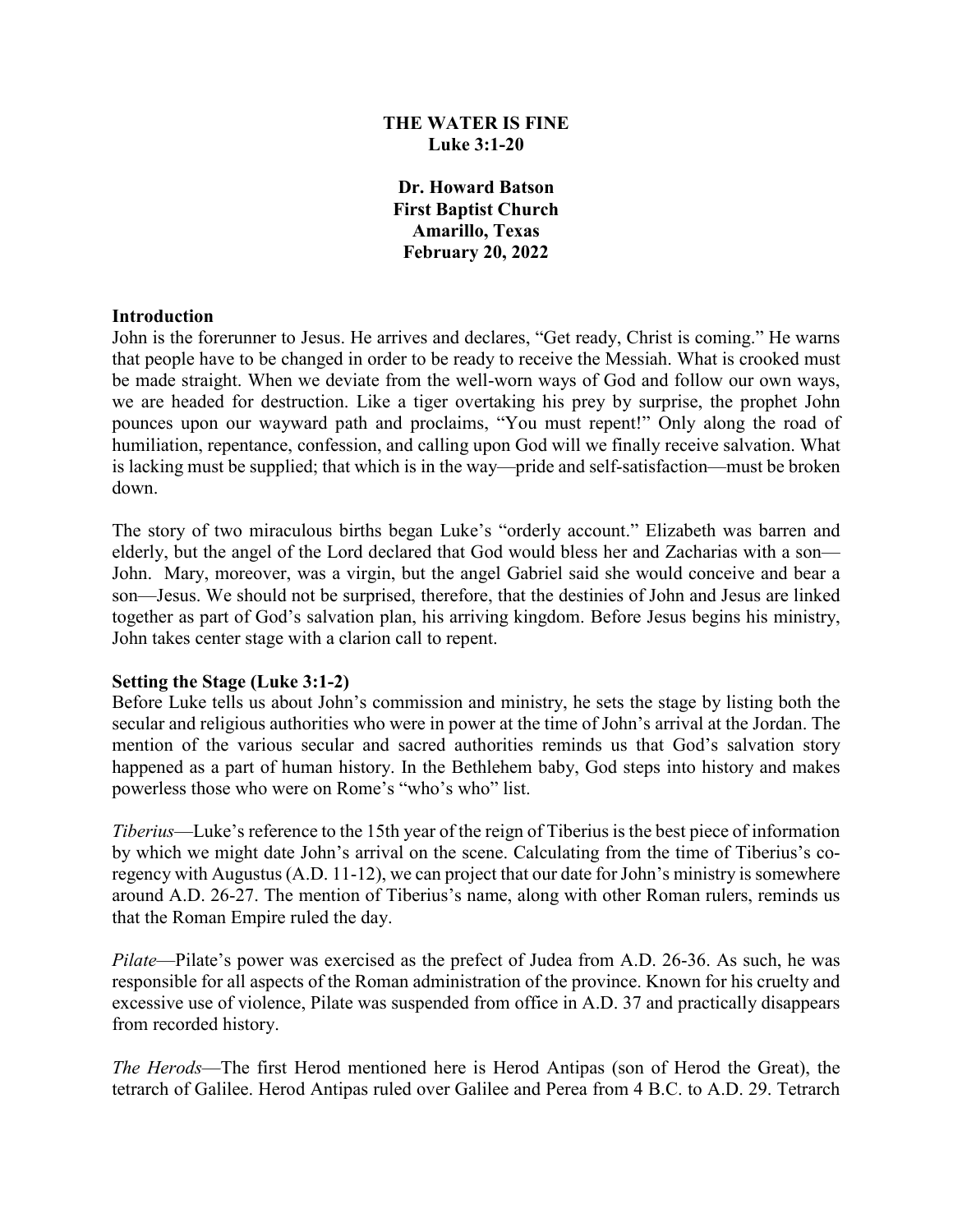# THE WATER IS FINE
## Luke 3:1-20

**Dr. Howard Batson**
**First Baptist Church**
**Amarillo, Texas**
**February 20, 2022**

### Introduction

John is the forerunner to Jesus. He arrives and declares, "Get ready, Christ is coming." He warns that people have to be changed in order to be ready to receive the Messiah. What is crooked must be made straight. When we deviate from the well-worn ways of God and follow our own ways, we are headed for destruction. Like a tiger overtaking his prey by surprise, the prophet John pounces upon our wayward path and proclaims, "You must repent!" Only along the road of humiliation, repentance, confession, and calling upon God will we finally receive salvation. What is lacking must be supplied; that which is in the way—pride and self-satisfaction—must be broken down.

The story of two miraculous births began Luke's "orderly account." Elizabeth was barren and elderly, but the angel of the Lord declared that God would bless her and Zacharias with a son—John. Mary, moreover, was a virgin, but the angel Gabriel said she would conceive and bear a son—Jesus. We should not be surprised, therefore, that the destinies of John and Jesus are linked together as part of God's salvation plan, his arriving kingdom. Before Jesus begins his ministry, John takes center stage with a clarion call to repent.

### Setting the Stage (Luke 3:1-2)

Before Luke tells us about John's commission and ministry, he sets the stage by listing both the secular and religious authorities who were in power at the time of John's arrival at the Jordan. The mention of the various secular and sacred authorities reminds us that God's salvation story happened as a part of human history. In the Bethlehem baby, God steps into history and makes powerless those who were on Rome's "who's who" list.

*Tiberius*—Luke's reference to the 15th year of the reign of Tiberius is the best piece of information by which we might date John's arrival on the scene. Calculating from the time of Tiberius's co-regency with Augustus (A.D. 11-12), we can project that our date for John's ministry is somewhere around A.D. 26-27. The mention of Tiberius's name, along with other Roman rulers, reminds us that the Roman Empire ruled the day.

*Pilate*—Pilate's power was exercised as the prefect of Judea from A.D. 26-36. As such, he was responsible for all aspects of the Roman administration of the province. Known for his cruelty and excessive use of violence, Pilate was suspended from office in A.D. 37 and practically disappears from recorded history.

*The Herods*—The first Herod mentioned here is Herod Antipas (son of Herod the Great), the tetrarch of Galilee. Herod Antipas ruled over Galilee and Perea from 4 B.C. to A.D. 29. Tetrarch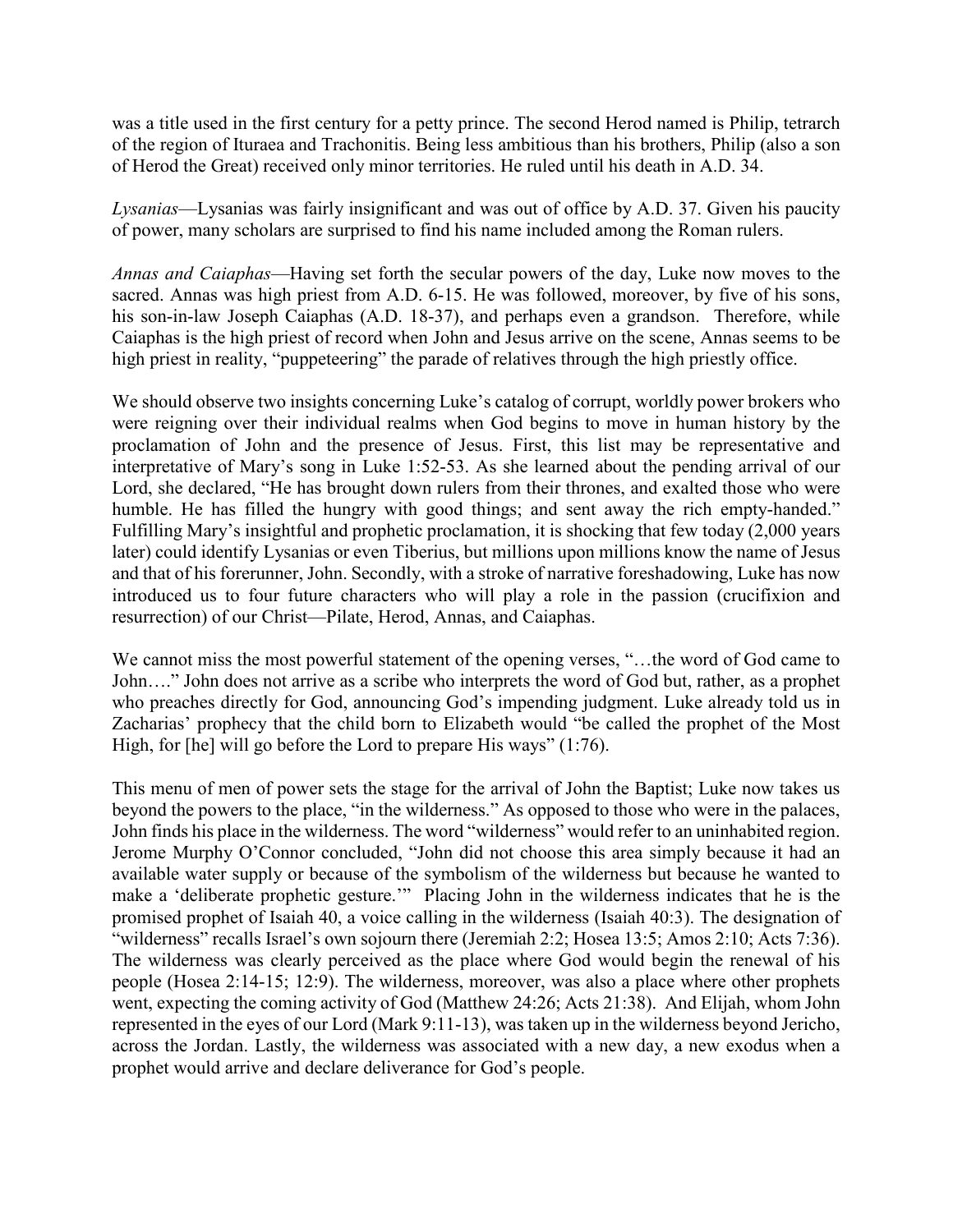was a title used in the first century for a petty prince. The second Herod named is Philip, tetrarch of the region of Ituraea and Trachonitis. Being less ambitious than his brothers, Philip (also a son of Herod the Great) received only minor territories. He ruled until his death in A.D. 34.

*Lysanias*—Lysanias was fairly insignificant and was out of office by A.D. 37. Given his paucity of power, many scholars are surprised to find his name included among the Roman rulers.

*Annas and Caiaphas*—Having set forth the secular powers of the day, Luke now moves to the sacred. Annas was high priest from A.D. 6-15. He was followed, moreover, by five of his sons, his son-in-law Joseph Caiaphas (A.D. 18-37), and perhaps even a grandson. Therefore, while Caiaphas is the high priest of record when John and Jesus arrive on the scene, Annas seems to be high priest in reality, "puppeteering" the parade of relatives through the high priestly office.

We should observe two insights concerning Luke's catalog of corrupt, worldly power brokers who were reigning over their individual realms when God begins to move in human history by the proclamation of John and the presence of Jesus. First, this list may be representative and interpretative of Mary's song in Luke 1:52-53. As she learned about the pending arrival of our Lord, she declared, "He has brought down rulers from their thrones, and exalted those who were humble. He has filled the hungry with good things; and sent away the rich empty-handed." Fulfilling Mary's insightful and prophetic proclamation, it is shocking that few today (2,000 years later) could identify Lysanias or even Tiberius, but millions upon millions know the name of Jesus and that of his forerunner, John. Secondly, with a stroke of narrative foreshadowing, Luke has now introduced us to four future characters who will play a role in the passion (crucifixion and resurrection) of our Christ—Pilate, Herod, Annas, and Caiaphas.

We cannot miss the most powerful statement of the opening verses, "…the word of God came to John…." John does not arrive as a scribe who interprets the word of God but, rather, as a prophet who preaches directly for God, announcing God's impending judgment. Luke already told us in Zacharias' prophecy that the child born to Elizabeth would "be called the prophet of the Most High, for [he] will go before the Lord to prepare His ways" (1:76).

This menu of men of power sets the stage for the arrival of John the Baptist; Luke now takes us beyond the powers to the place, "in the wilderness." As opposed to those who were in the palaces, John finds his place in the wilderness. The word "wilderness" would refer to an uninhabited region. Jerome Murphy O'Connor concluded, "John did not choose this area simply because it had an available water supply or because of the symbolism of the wilderness but because he wanted to make a 'deliberate prophetic gesture.'" Placing John in the wilderness indicates that he is the promised prophet of Isaiah 40, a voice calling in the wilderness (Isaiah 40:3). The designation of "wilderness" recalls Israel's own sojourn there (Jeremiah 2:2; Hosea 13:5; Amos 2:10; Acts 7:36). The wilderness was clearly perceived as the place where God would begin the renewal of his people (Hosea 2:14-15; 12:9). The wilderness, moreover, was also a place where other prophets went, expecting the coming activity of God (Matthew 24:26; Acts 21:38). And Elijah, whom John represented in the eyes of our Lord (Mark 9:11-13), was taken up in the wilderness beyond Jericho, across the Jordan. Lastly, the wilderness was associated with a new day, a new exodus when a prophet would arrive and declare deliverance for God's people.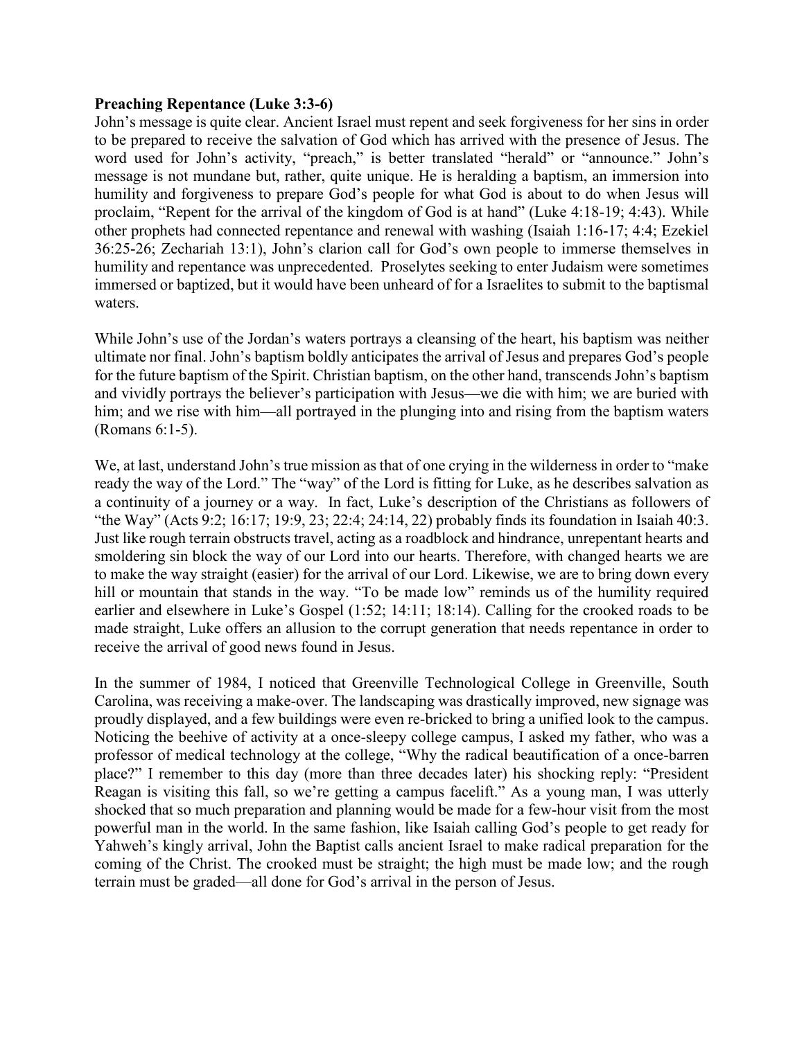**Preaching Repentance (Luke 3:3-6)**

John's message is quite clear. Ancient Israel must repent and seek forgiveness for her sins in order to be prepared to receive the salvation of God which has arrived with the presence of Jesus. The word used for John's activity, "preach," is better translated "herald" or "announce." John's message is not mundane but, rather, quite unique. He is heralding a baptism, an immersion into humility and forgiveness to prepare God's people for what God is about to do when Jesus will proclaim, "Repent for the arrival of the kingdom of God is at hand" (Luke 4:18-19; 4:43). While other prophets had connected repentance and renewal with washing (Isaiah 1:16-17; 4:4; Ezekiel 36:25-26; Zechariah 13:1), John's clarion call for God's own people to immerse themselves in humility and repentance was unprecedented. Proselytes seeking to enter Judaism were sometimes immersed or baptized, but it would have been unheard of for a Israelites to submit to the baptismal waters.

While John's use of the Jordan's waters portrays a cleansing of the heart, his baptism was neither ultimate nor final. John's baptism boldly anticipates the arrival of Jesus and prepares God's people for the future baptism of the Spirit. Christian baptism, on the other hand, transcends John's baptism and vividly portrays the believer's participation with Jesus—we die with him; we are buried with him; and we rise with him—all portrayed in the plunging into and rising from the baptism waters (Romans 6:1-5).

We, at last, understand John's true mission as that of one crying in the wilderness in order to "make ready the way of the Lord." The "way" of the Lord is fitting for Luke, as he describes salvation as a continuity of a journey or a way. In fact, Luke's description of the Christians as followers of "the Way" (Acts 9:2; 16:17; 19:9, 23; 22:4; 24:14, 22) probably finds its foundation in Isaiah 40:3. Just like rough terrain obstructs travel, acting as a roadblock and hindrance, unrepentant hearts and smoldering sin block the way of our Lord into our hearts. Therefore, with changed hearts we are to make the way straight (easier) for the arrival of our Lord. Likewise, we are to bring down every hill or mountain that stands in the way. "To be made low" reminds us of the humility required earlier and elsewhere in Luke's Gospel (1:52; 14:11; 18:14). Calling for the crooked roads to be made straight, Luke offers an allusion to the corrupt generation that needs repentance in order to receive the arrival of good news found in Jesus.

In the summer of 1984, I noticed that Greenville Technological College in Greenville, South Carolina, was receiving a make-over. The landscaping was drastically improved, new signage was proudly displayed, and a few buildings were even re-bricked to bring a unified look to the campus. Noticing the beehive of activity at a once-sleepy college campus, I asked my father, who was a professor of medical technology at the college, "Why the radical beautification of a once-barren place?" I remember to this day (more than three decades later) his shocking reply: "President Reagan is visiting this fall, so we're getting a campus facelift." As a young man, I was utterly shocked that so much preparation and planning would be made for a few-hour visit from the most powerful man in the world. In the same fashion, like Isaiah calling God's people to get ready for Yahweh's kingly arrival, John the Baptist calls ancient Israel to make radical preparation for the coming of the Christ. The crooked must be straight; the high must be made low; and the rough terrain must be graded—all done for God's arrival in the person of Jesus.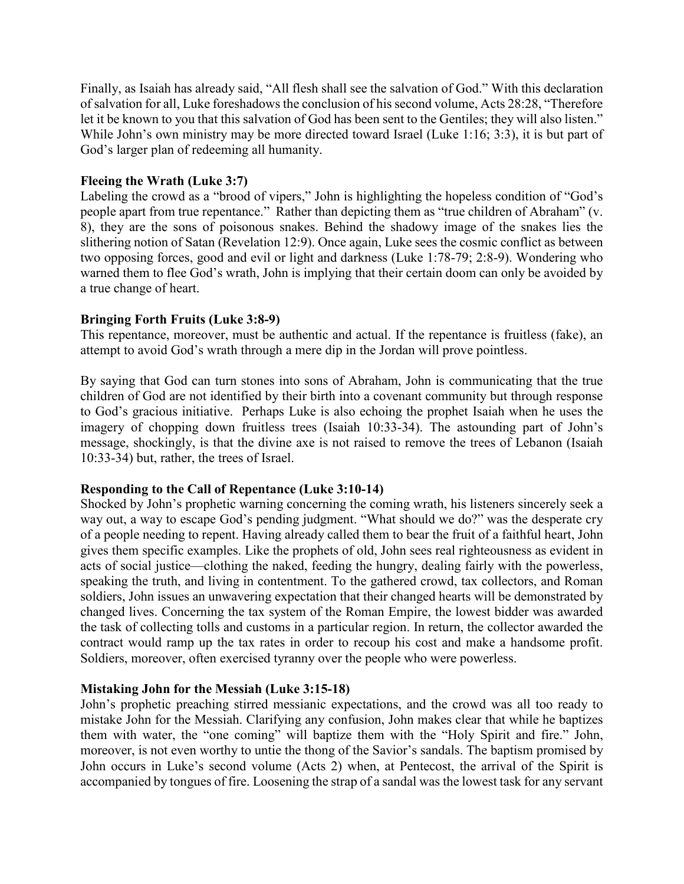Finally, as Isaiah has already said, "All flesh shall see the salvation of God." With this declaration of salvation for all, Luke foreshadows the conclusion of his second volume, Acts 28:28, "Therefore let it be known to you that this salvation of God has been sent to the Gentiles; they will also listen." While John's own ministry may be more directed toward Israel (Luke 1:16; 3:3), it is but part of God's larger plan of redeeming all humanity.

**Fleeing the Wrath (Luke 3:7)**
Labeling the crowd as a "brood of vipers," John is highlighting the hopeless condition of "God's people apart from true repentance." Rather than depicting them as "true children of Abraham" (v. 8), they are the sons of poisonous snakes. Behind the shadowy image of the snakes lies the slithering notion of Satan (Revelation 12:9). Once again, Luke sees the cosmic conflict as between two opposing forces, good and evil or light and darkness (Luke 1:78-79; 2:8-9). Wondering who warned them to flee God's wrath, John is implying that their certain doom can only be avoided by a true change of heart.

**Bringing Forth Fruits (Luke 3:8-9)**
This repentance, moreover, must be authentic and actual. If the repentance is fruitless (fake), an attempt to avoid God's wrath through a mere dip in the Jordan will prove pointless.

By saying that God can turn stones into sons of Abraham, John is communicating that the true children of God are not identified by their birth into a covenant community but through response to God's gracious initiative. Perhaps Luke is also echoing the prophet Isaiah when he uses the imagery of chopping down fruitless trees (Isaiah 10:33-34). The astounding part of John's message, shockingly, is that the divine axe is not raised to remove the trees of Lebanon (Isaiah 10:33-34) but, rather, the trees of Israel.

**Responding to the Call of Repentance (Luke 3:10-14)**
Shocked by John's prophetic warning concerning the coming wrath, his listeners sincerely seek a way out, a way to escape God's pending judgment. "What should we do?" was the desperate cry of a people needing to repent. Having already called them to bear the fruit of a faithful heart, John gives them specific examples. Like the prophets of old, John sees real righteousness as evident in acts of social justice—clothing the naked, feeding the hungry, dealing fairly with the powerless, speaking the truth, and living in contentment. To the gathered crowd, tax collectors, and Roman soldiers, John issues an unwavering expectation that their changed hearts will be demonstrated by changed lives. Concerning the tax system of the Roman Empire, the lowest bidder was awarded the task of collecting tolls and customs in a particular region. In return, the collector awarded the contract would ramp up the tax rates in order to recoup his cost and make a handsome profit. Soldiers, moreover, often exercised tyranny over the people who were powerless.

**Mistaking John for the Messiah (Luke 3:15-18)**
John's prophetic preaching stirred messianic expectations, and the crowd was all too ready to mistake John for the Messiah. Clarifying any confusion, John makes clear that while he baptizes them with water, the "one coming" will baptize them with the "Holy Spirit and fire." John, moreover, is not even worthy to untie the thong of the Savior's sandals. The baptism promised by John occurs in Luke's second volume (Acts 2) when, at Pentecost, the arrival of the Spirit is accompanied by tongues of fire. Loosening the strap of a sandal was the lowest task for any servant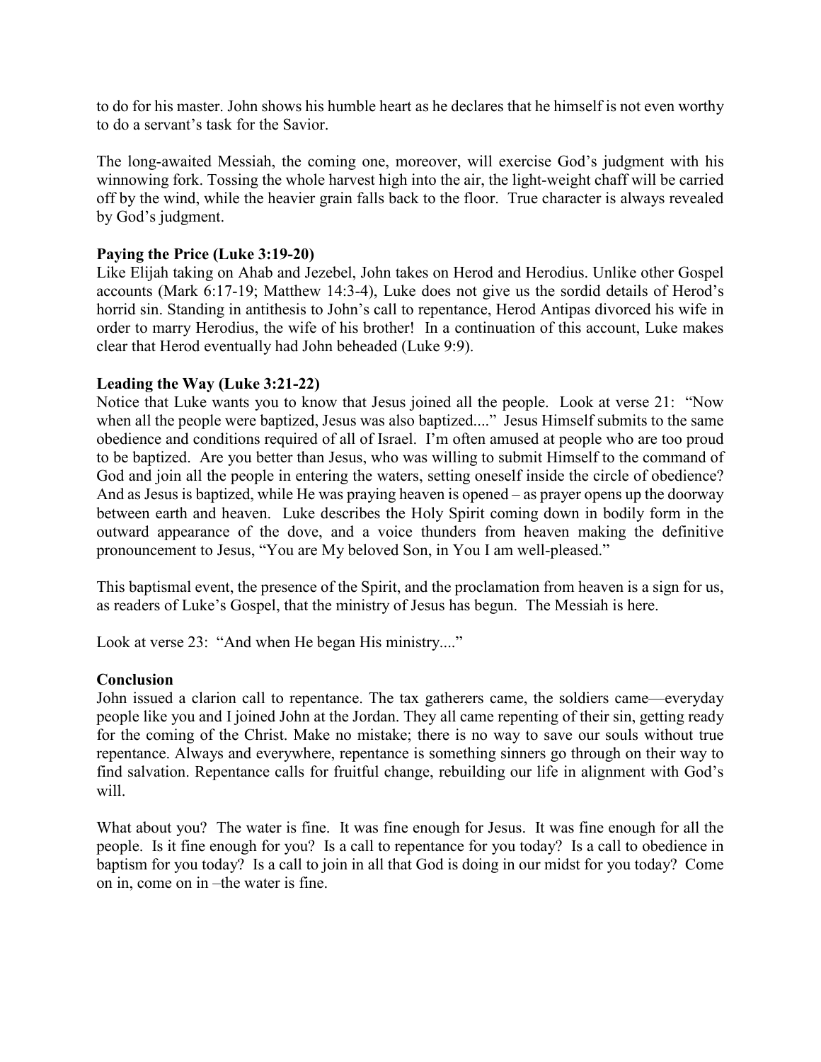to do for his master. John shows his humble heart as he declares that he himself is not even worthy to do a servant's task for the Savior.

The long-awaited Messiah, the coming one, moreover, will exercise God's judgment with his winnowing fork. Tossing the whole harvest high into the air, the light-weight chaff will be carried off by the wind, while the heavier grain falls back to the floor. True character is always revealed by God's judgment.

**Paying the Price (Luke 3:19-20)**
Like Elijah taking on Ahab and Jezebel, John takes on Herod and Herodius. Unlike other Gospel accounts (Mark 6:17-19; Matthew 14:3-4), Luke does not give us the sordid details of Herod's horrid sin. Standing in antithesis to John's call to repentance, Herod Antipas divorced his wife in order to marry Herodius, the wife of his brother! In a continuation of this account, Luke makes clear that Herod eventually had John beheaded (Luke 9:9).

**Leading the Way (Luke 3:21-22)**
Notice that Luke wants you to know that Jesus joined all the people. Look at verse 21: "Now when all the people were baptized, Jesus was also baptized...." Jesus Himself submits to the same obedience and conditions required of all of Israel. I'm often amused at people who are too proud to be baptized. Are you better than Jesus, who was willing to submit Himself to the command of God and join all the people in entering the waters, setting oneself inside the circle of obedience? And as Jesus is baptized, while He was praying heaven is opened – as prayer opens up the doorway between earth and heaven. Luke describes the Holy Spirit coming down in bodily form in the outward appearance of the dove, and a voice thunders from heaven making the definitive pronouncement to Jesus, "You are My beloved Son, in You I am well-pleased."

This baptismal event, the presence of the Spirit, and the proclamation from heaven is a sign for us, as readers of Luke's Gospel, that the ministry of Jesus has begun. The Messiah is here.

Look at verse 23: "And when He began His ministry...."

**Conclusion**
John issued a clarion call to repentance. The tax gatherers came, the soldiers came—everyday people like you and I joined John at the Jordan. They all came repenting of their sin, getting ready for the coming of the Christ. Make no mistake; there is no way to save our souls without true repentance. Always and everywhere, repentance is something sinners go through on their way to find salvation. Repentance calls for fruitful change, rebuilding our life in alignment with God's will.

What about you? The water is fine. It was fine enough for Jesus. It was fine enough for all the people. Is it fine enough for you? Is a call to repentance for you today? Is a call to obedience in baptism for you today? Is a call to join in all that God is doing in our midst for you today? Come on in, come on in –the water is fine.